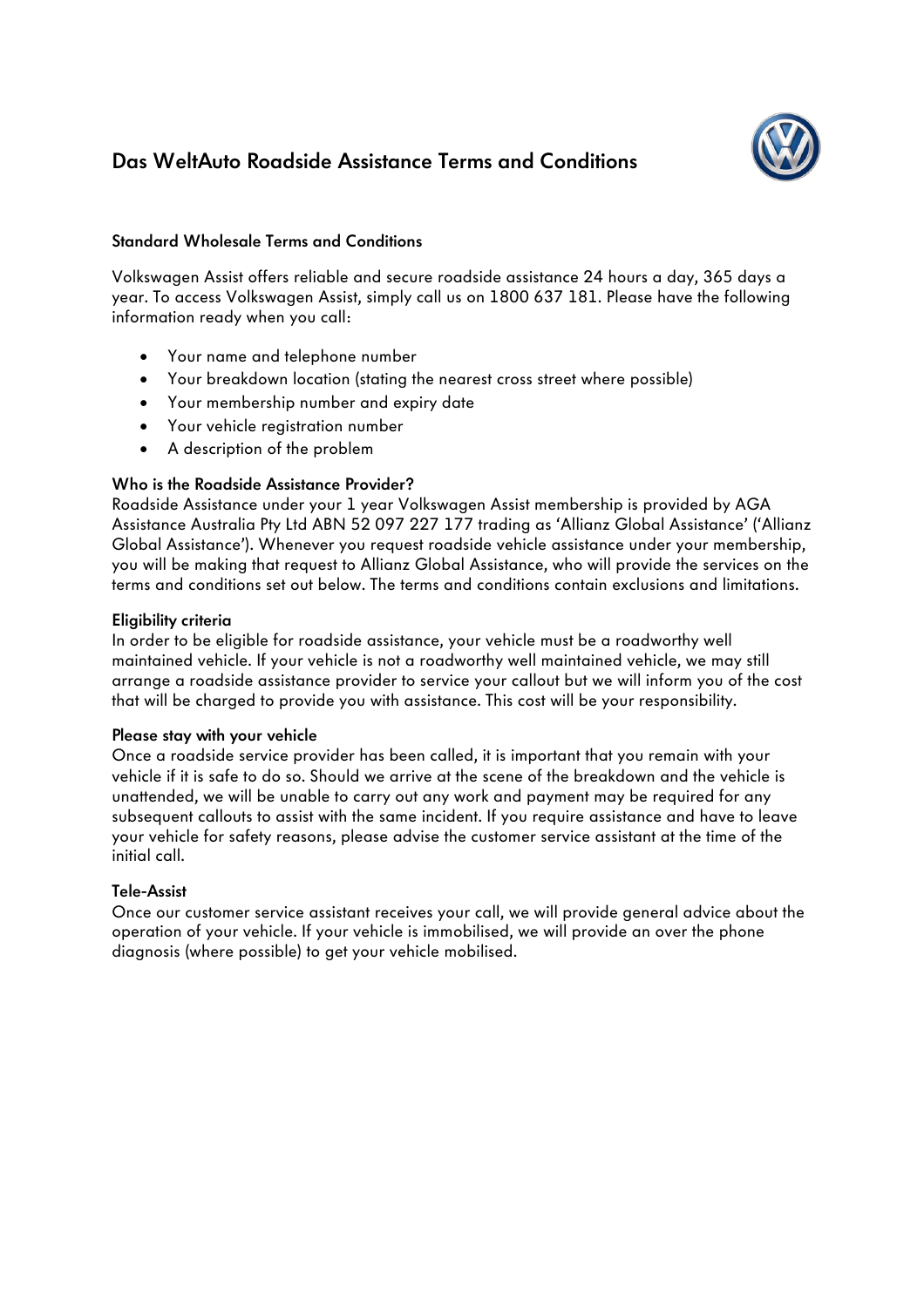# Das WeltAuto Roadside Assistance Terms and Conditions

## Standard Wholesale Terms and Conditions

Volkswagen Assist offers reliable and secure roadside assistance 24 hours a day, 365 days a year. To access Volkswagen Assist, simply call us on 1800 637 181. Please have the following information ready when you call:

- Your name and telephone number
- Your breakdown location (stating the nearest cross street where possible)
- Your membership number and expiry date
- Your vehicle registration number
- A description of the problem

### Who is the Roadside Assistance Provider?

Roadside Assistance under your 1 year Volkswagen Assist membership is provided by AGA Assistance Australia Pty Ltd ABN 52 097 227 177 trading as 'Allianz Global Assistance' ('Allianz Global Assistance'). Whenever you request roadside vehicle assistance under your membership, you will be making that request to Allianz Global Assistance, who will provide the services on the terms and conditions set out below. The terms and conditions contain exclusions and limitations.

### Eligibility criteria

In order to be eligible for roadside assistance, your vehicle must be a roadworthy well maintained vehicle. If your vehicle is not a roadworthy well maintained vehicle, we may still arrange a roadside assistance provider to service your callout but we will inform you of the cost that will be charged to provide you with assistance. This cost will be your responsibility.

### Please stay with your vehicle

Once a roadside service provider has been called, it is important that you remain with your vehicle if it is safe to do so. Should we arrive at the scene of the breakdown and the vehicle is unattended, we will be unable to carry out any work and payment may be required for any subsequent callouts to assist with the same incident. If you require assistance and have to leave your vehicle for safety reasons, please advise the customer service assistant at the time of the initial call.

### Tele-Assist

Once our customer service assistant receives your call, we will provide general advice about the operation of your vehicle. If your vehicle is immobilised, we will provide an over the phone diagnosis (where possible) to get your vehicle mobilised.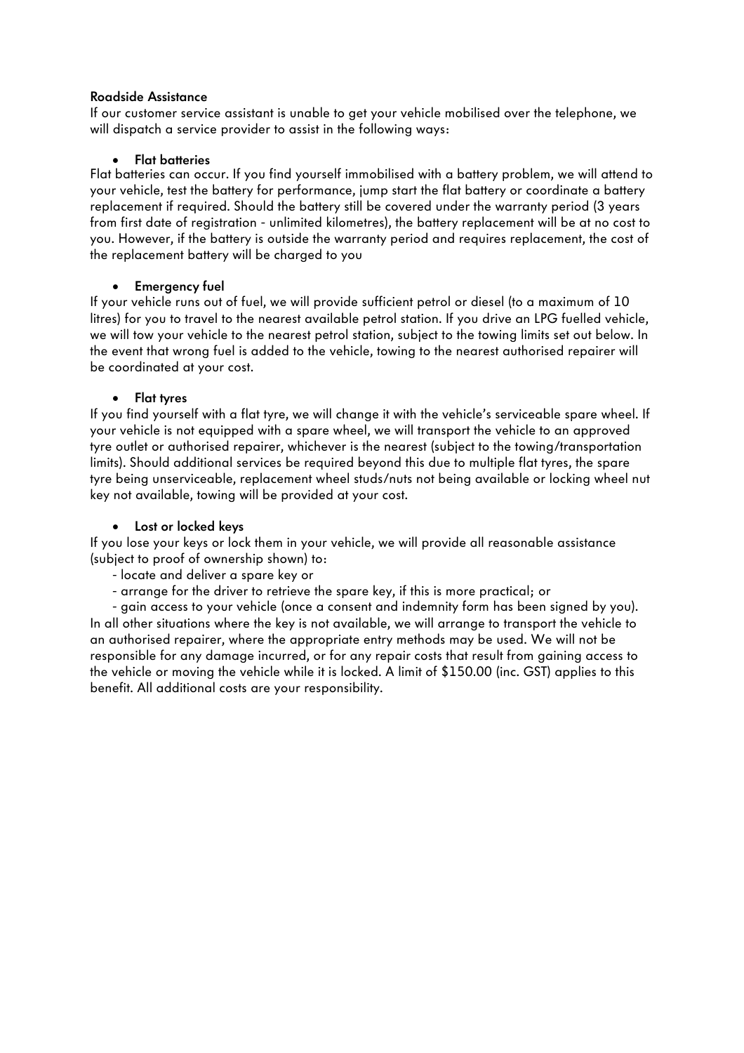**Roadside Assistance**

If our customer service assistant is unable to get your vehicle mobilised over the telephone, we will dispatch a service provider to assist in the following ways:

- **Flat batteries**

Flat batteries can occur. If you find yourself immobilised with a battery problem, we will attend to your vehicle, test the battery for performance, jump start the flat battery or coordinate a battery replacement if required. Should the battery still be covered under the warranty period (3 years from first date of registration - unlimited kilometres), the battery replacement will be at no cost to you. However, if the battery is outside the warranty period and requires replacement, the cost of the replacement battery will be charged to you

- **Emergency fuel**

If your vehicle runs out of fuel, we will provide sufficient petrol or diesel (to a maximum of 10 litres) for you to travel to the nearest available petrol station. If you drive an LPG fuelled vehicle, we will tow your vehicle to the nearest petrol station, subject to the towing limits set out below. In the event that wrong fuel is added to the vehicle, towing to the nearest authorised repairer will be coordinated at your cost.

- **Flat tyres**

If you find yourself with a flat tyre, we will change it with the vehicle's serviceable spare wheel. If your vehicle is not equipped with a spare wheel, we will transport the vehicle to an approved tyre outlet or authorised repairer, whichever is the nearest (subject to the towing/transportation limits). Should additional services be required beyond this due to multiple flat tyres, the spare tyre being unserviceable, replacement wheel studs/nuts not being available or locking wheel nut key not available, towing will be provided at your cost.

- **Lost or locked keys**

If you lose your keys or lock them in your vehicle, we will provide all reasonable assistance (subject to proof of ownership shown) to:

- locate and deliver a spare key or
- arrange for the driver to retrieve the spare key, if this is more practical; or
- gain access to your vehicle (once a consent and indemnity form has been signed by you).

In all other situations where the key is not available, we will arrange to transport the vehicle to an authorised repairer, where the appropriate entry methods may be used. We will not be responsible for any damage incurred, or for any repair costs that result from gaining access to the vehicle or moving the vehicle while it is locked. A limit of $150.00 (inc. GST) applies to this benefit. All additional costs are your responsibility.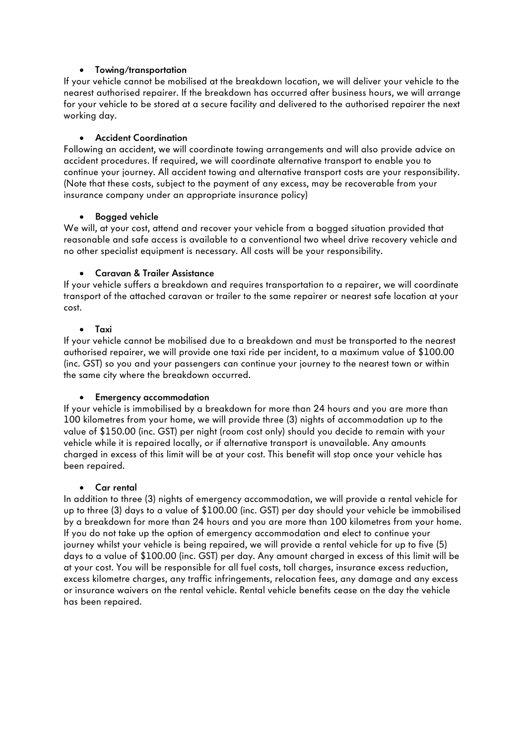- **Towing/transportation**

If your vehicle cannot be mobilised at the breakdown location, we will deliver your vehicle to the nearest authorised repairer. If the breakdown has occurred after business hours, we will arrange for your vehicle to be stored at a secure facility and delivered to the authorised repairer the next working day.

- **Accident Coordination**

Following an accident, we will coordinate towing arrangements and will also provide advice on accident procedures. If required, we will coordinate alternative transport to enable you to continue your journey. All accident towing and alternative transport costs are your responsibility. (Note that these costs, subject to the payment of any excess, may be recoverable from your insurance company under an appropriate insurance policy)

- **Bogged vehicle**

We will, at your cost, attend and recover your vehicle from a bogged situation provided that reasonable and safe access is available to a conventional two wheel drive recovery vehicle and no other specialist equipment is necessary. All costs will be your responsibility.

- **Caravan & Trailer Assistance**

If your vehicle suffers a breakdown and requires transportation to a repairer, we will coordinate transport of the attached caravan or trailer to the same repairer or nearest safe location at your cost.

- **Taxi**

If your vehicle cannot be mobilised due to a breakdown and must be transported to the nearest authorised repairer, we will provide one taxi ride per incident, to a maximum value of $100.00 (inc. GST) so you and your passengers can continue your journey to the nearest town or within the same city where the breakdown occurred.

- **Emergency accommodation**

If your vehicle is immobilised by a breakdown for more than 24 hours and you are more than 100 kilometres from your home, we will provide three (3) nights of accommodation up to the value of $150.00 (inc. GST) per night (room cost only) should you decide to remain with your vehicle while it is repaired locally, or if alternative transport is unavailable. Any amounts charged in excess of this limit will be at your cost. This benefit will stop once your vehicle has been repaired.

- **Car rental**

In addition to three (3) nights of emergency accommodation, we will provide a rental vehicle for up to three (3) days to a value of $100.00 (inc. GST) per day should your vehicle be immobilised by a breakdown for more than 24 hours and you are more than 100 kilometres from your home. If you do not take up the option of emergency accommodation and elect to continue your journey whilst your vehicle is being repaired, we will provide a rental vehicle for up to five (5) days to a value of $100.00 (inc. GST) per day. Any amount charged in excess of this limit will be at your cost. You will be responsible for all fuel costs, toll charges, insurance excess reduction, excess kilometre charges, any traffic infringements, relocation fees, any damage and any excess or insurance waivers on the rental vehicle. Rental vehicle benefits cease on the day the vehicle has been repaired.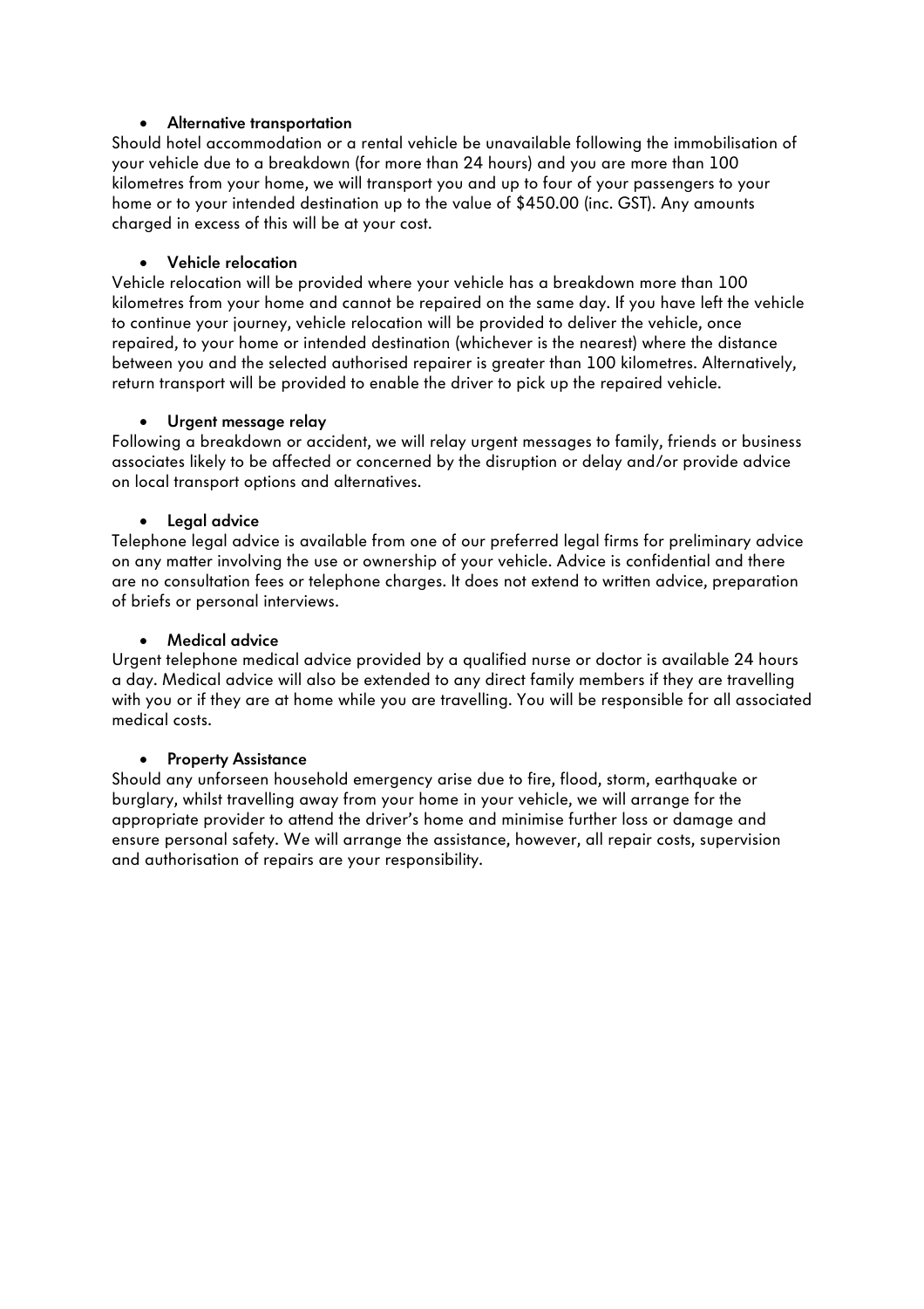- **Alternative transportation**

Should hotel accommodation or a rental vehicle be unavailable following the immobilisation of your vehicle due to a breakdown (for more than 24 hours) and you are more than 100 kilometres from your home, we will transport you and up to four of your passengers to your home or to your intended destination up to the value of $450.00 (inc. GST). Any amounts charged in excess of this will be at your cost.

- **Vehicle relocation**

Vehicle relocation will be provided where your vehicle has a breakdown more than 100 kilometres from your home and cannot be repaired on the same day. If you have left the vehicle to continue your journey, vehicle relocation will be provided to deliver the vehicle, once repaired, to your home or intended destination (whichever is the nearest) where the distance between you and the selected authorised repairer is greater than 100 kilometres. Alternatively, return transport will be provided to enable the driver to pick up the repaired vehicle.

- **Urgent message relay**

Following a breakdown or accident, we will relay urgent messages to family, friends or business associates likely to be affected or concerned by the disruption or delay and/or provide advice on local transport options and alternatives.

- **Legal advice**

Telephone legal advice is available from one of our preferred legal firms for preliminary advice on any matter involving the use or ownership of your vehicle. Advice is confidential and there are no consultation fees or telephone charges. It does not extend to written advice, preparation of briefs or personal interviews.

- **Medical advice**

Urgent telephone medical advice provided by a qualified nurse or doctor is available 24 hours a day. Medical advice will also be extended to any direct family members if they are travelling with you or if they are at home while you are travelling. You will be responsible for all associated medical costs.

- **Property Assistance**

Should any unforseen household emergency arise due to fire, flood, storm, earthquake or burglary, whilst travelling away from your home in your vehicle, we will arrange for the appropriate provider to attend the driver's home and minimise further loss or damage and ensure personal safety. We will arrange the assistance, however, all repair costs, supervision and authorisation of repairs are your responsibility.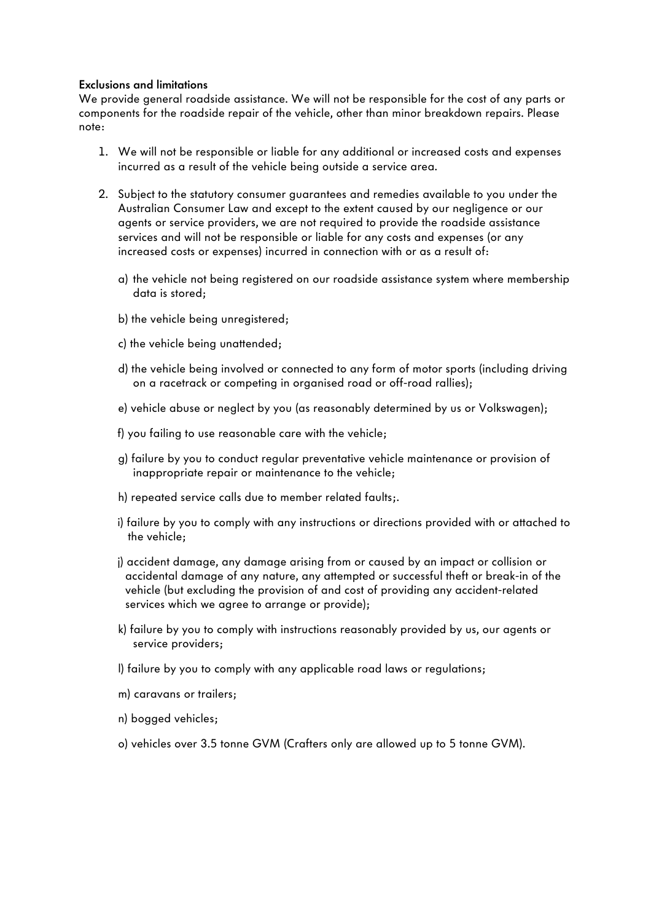**Exclusions and limitations**

We provide general roadside assistance. We will not be responsible for the cost of any parts or components for the roadside repair of the vehicle, other than minor breakdown repairs. Please note:

1. We will not be responsible or liable for any additional or increased costs and expenses incurred as a result of the vehicle being outside a service area.

2. Subject to the statutory consumer guarantees and remedies available to you under the Australian Consumer Law and except to the extent caused by our negligence or our agents or service providers, we are not required to provide the roadside assistance services and will not be responsible or liable for any costs and expenses (or any increased costs or expenses) incurred in connection with or as a result of:

   a) the vehicle not being registered on our roadside assistance system where membership data is stored;

   b) the vehicle being unregistered;

   c) the vehicle being unattended;

   d) the vehicle being involved or connected to any form of motor sports (including driving on a racetrack or competing in organised road or off-road rallies);

   e) vehicle abuse or neglect by you (as reasonably determined by us or Volkswagen);

   f) you failing to use reasonable care with the vehicle;

   g) failure by you to conduct regular preventative vehicle maintenance or provision of inappropriate repair or maintenance to the vehicle;

   h) repeated service calls due to member related faults;.

   i) failure by you to comply with any instructions or directions provided with or attached to the vehicle;

   j) accident damage, any damage arising from or caused by an impact or collision or accidental damage of any nature, any attempted or successful theft or break-in of the vehicle (but excluding the provision of and cost of providing any accident-related services which we agree to arrange or provide);

   k) failure by you to comply with instructions reasonably provided by us, our agents or service providers;

   l) failure by you to comply with any applicable road laws or regulations;

   m) caravans or trailers;

   n) bogged vehicles;

   o) vehicles over 3.5 tonne GVM (Crafters only are allowed up to 5 tonne GVM).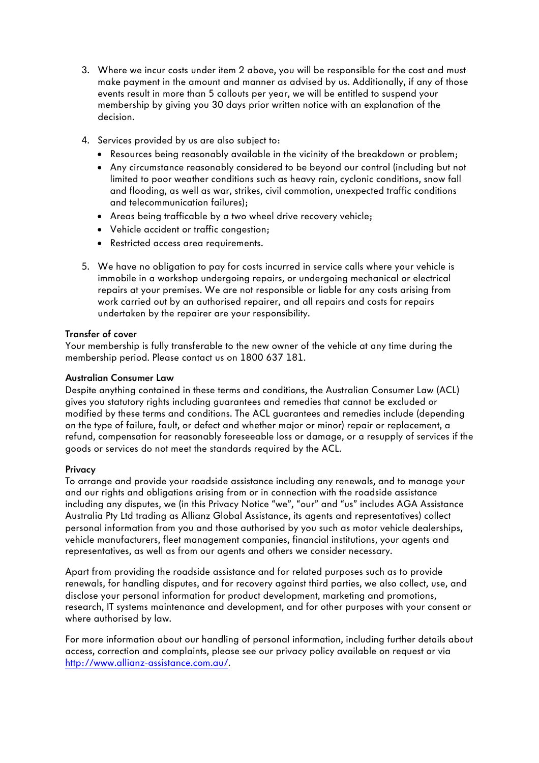3. Where we incur costs under item 2 above, you will be responsible for the cost and must make payment in the amount and manner as advised by us. Additionally, if any of those events result in more than 5 callouts per year, we will be entitled to suspend your membership by giving you 30 days prior written notice with an explanation of the decision.

4. Services provided by us are also subject to:
   - Resources being reasonably available in the vicinity of the breakdown or problem;
   - Any circumstance reasonably considered to be beyond our control (including but not limited to poor weather conditions such as heavy rain, cyclonic conditions, snow fall and flooding, as well as war, strikes, civil commotion, unexpected traffic conditions and telecommunication failures);
   - Areas being trafficable by a two wheel drive recovery vehicle;
   - Vehicle accident or traffic congestion;
   - Restricted access area requirements.

5. We have no obligation to pay for costs incurred in service calls where your vehicle is immobile in a workshop undergoing repairs, or undergoing mechanical or electrical repairs at your premises. We are not responsible or liable for any costs arising from work carried out by an authorised repairer, and all repairs and costs for repairs undertaken by the repairer are your responsibility.

**Transfer of cover**

Your membership is fully transferable to the new owner of the vehicle at any time during the membership period. Please contact us on 1800 637 181.

**Australian Consumer Law**

Despite anything contained in these terms and conditions, the Australian Consumer Law (ACL) gives you statutory rights including guarantees and remedies that cannot be excluded or modified by these terms and conditions. The ACL guarantees and remedies include (depending on the type of failure, fault, or defect and whether major or minor) repair or replacement, a refund, compensation for reasonably foreseeable loss or damage, or a resupply of services if the goods or services do not meet the standards required by the ACL.

**Privacy**

To arrange and provide your roadside assistance including any renewals, and to manage your and our rights and obligations arising from or in connection with the roadside assistance including any disputes, we (in this Privacy Notice "we", "our" and "us" includes AGA Assistance Australia Pty Ltd trading as Allianz Global Assistance, its agents and representatives) collect personal information from you and those authorised by you such as motor vehicle dealerships, vehicle manufacturers, fleet management companies, financial institutions, your agents and representatives, as well as from our agents and others we consider necessary.

Apart from providing the roadside assistance and for related purposes such as to provide renewals, for handling disputes, and for recovery against third parties, we also collect, use, and disclose your personal information for product development, marketing and promotions, research, IT systems maintenance and development, and for other purposes with your consent or where authorised by law.

For more information about our handling of personal information, including further details about access, correction and complaints, please see our privacy policy available on request or via [http://www.allianz-assistance.com.au/](http://www.allianz-assistance.com.au/).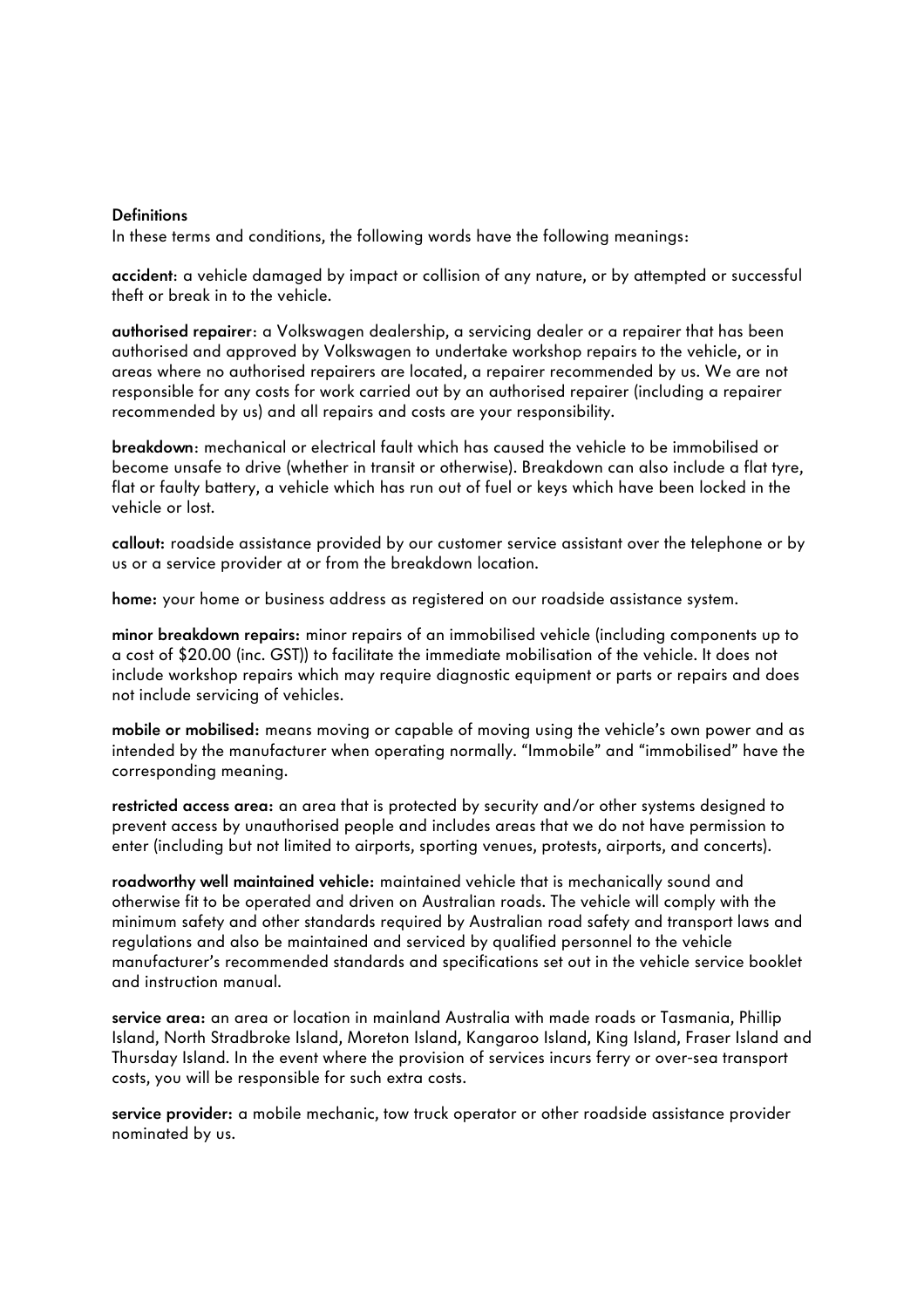## Definitions

In these terms and conditions, the following words have the following meanings:

**accident**: a vehicle damaged by impact or collision of any nature, or by attempted or successful theft or break in to the vehicle.

**authorised repairer**: a Volkswagen dealership, a servicing dealer or a repairer that has been authorised and approved by Volkswagen to undertake workshop repairs to the vehicle, or in areas where no authorised repairers are located, a repairer recommended by us. We are not responsible for any costs for work carried out by an authorised repairer (including a repairer recommended by us) and all repairs and costs are your responsibility.

**breakdown**: mechanical or electrical fault which has caused the vehicle to be immobilised or become unsafe to drive (whether in transit or otherwise). Breakdown can also include a flat tyre, flat or faulty battery, a vehicle which has run out of fuel or keys which have been locked in the vehicle or lost.

**callout:** roadside assistance provided by our customer service assistant over the telephone or by us or a service provider at or from the breakdown location.

**home:** your home or business address as registered on our roadside assistance system.

**minor breakdown repairs:** minor repairs of an immobilised vehicle (including components up to a cost of $20.00 (inc. GST)) to facilitate the immediate mobilisation of the vehicle. It does not include workshop repairs which may require diagnostic equipment or parts or repairs and does not include servicing of vehicles.

**mobile or mobilised:** means moving or capable of moving using the vehicle's own power and as intended by the manufacturer when operating normally. "Immobile" and "immobilised" have the corresponding meaning.

**restricted access area:** an area that is protected by security and/or other systems designed to prevent access by unauthorised people and includes areas that we do not have permission to enter (including but not limited to airports, sporting venues, protests, airports, and concerts).

**roadworthy well maintained vehicle:** maintained vehicle that is mechanically sound and otherwise fit to be operated and driven on Australian roads. The vehicle will comply with the minimum safety and other standards required by Australian road safety and transport laws and regulations and also be maintained and serviced by qualified personnel to the vehicle manufacturer's recommended standards and specifications set out in the vehicle service booklet and instruction manual.

**service area:** an area or location in mainland Australia with made roads or Tasmania, Phillip Island, North Stradbroke Island, Moreton Island, Kangaroo Island, King Island, Fraser Island and Thursday Island. In the event where the provision of services incurs ferry or over-sea transport costs, you will be responsible for such extra costs.

**service provider:** a mobile mechanic, tow truck operator or other roadside assistance provider nominated by us.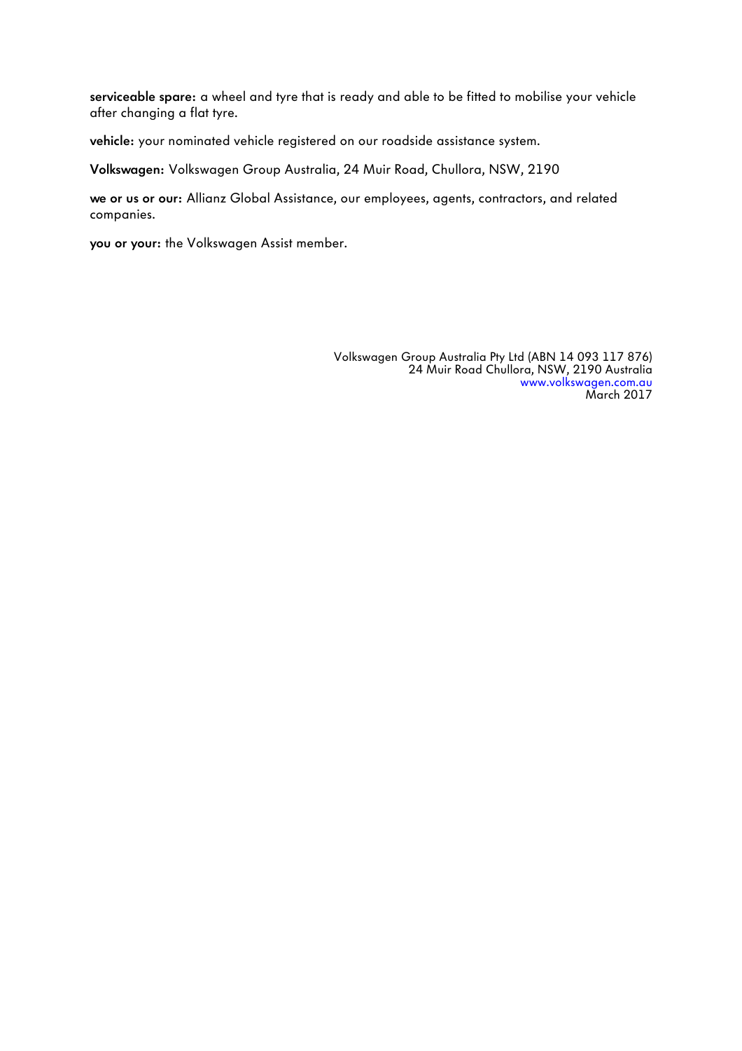**serviceable spare:** a wheel and tyre that is ready and able to be fitted to mobilise your vehicle after changing a flat tyre.

**vehicle:** your nominated vehicle registered on our roadside assistance system.

**Volkswagen:** Volkswagen Group Australia, 24 Muir Road, Chullora, NSW, 2190

**we or us or our:** Allianz Global Assistance, our employees, agents, contractors, and related companies.

**you or your:** the Volkswagen Assist member.

Volkswagen Group Australia Pty Ltd (ABN 14 093 117 876)
24 Muir Road Chullora, NSW, 2190 Australia
www.volkswagen.com.au
March 2017